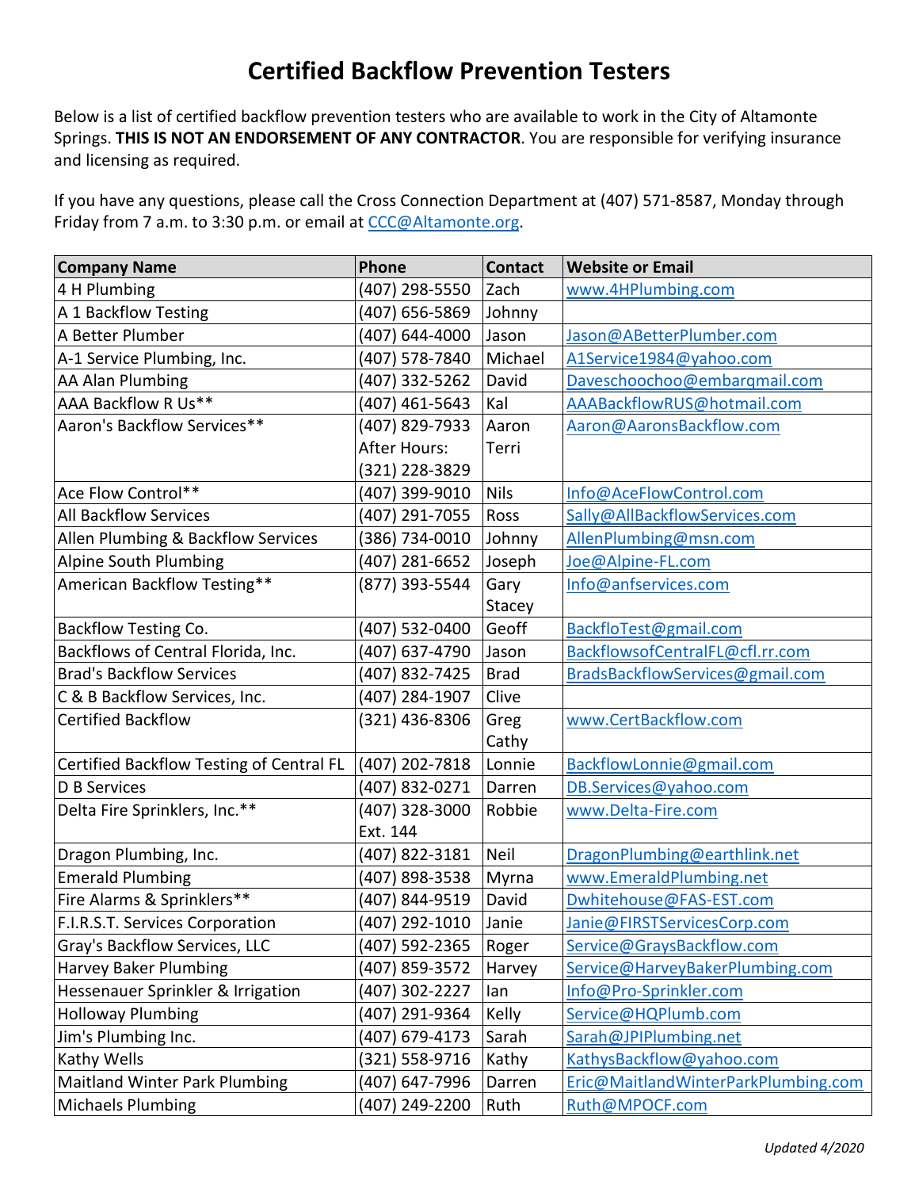# Certified Backflow Prevention Testers

Below is a list of certified backflow prevention testers who are available to work in the City of Altamonte Springs. **THIS IS NOT AN ENDORSEMENT OF ANY CONTRACTOR**. You are responsible for verifying insurance and licensing as required.

If you have any questions, please call the Cross Connection Department at (407) 571-8587, Monday through Friday from 7 a.m. to 3:30 p.m. or email at CCC@Altamonte.org.

| Company Name | Phone | Contact | Website or Email |
|---|---|---|---|
| 4 H Plumbing | (407) 298-5550 | Zach | www.4HPlumbing.com |
| A 1 Backflow Testing | (407) 656-5869 | Johnny | |
| A Better Plumber | (407) 644-4000 | Jason | Jason@ABetterPlumber.com |
| A-1 Service Plumbing, Inc. | (407) 578-7840 | Michael | A1Service1984@yahoo.com |
| AA Alan Plumbing | (407) 332-5262 | David | Daveschoochoo@embarqmail.com |
| AAA Backflow R Us** | (407) 461-5643 | Kal | AAABackflowRUS@hotmail.com |
| Aaron's Backflow Services** | (407) 829-7933 After Hours: (321) 228-3829 | Aaron Terri | Aaron@AaronsBackflow.com |
| Ace Flow Control** | (407) 399-9010 | Nils | Info@AceFlowControl.com |
| All Backflow Services | (407) 291-7055 | Ross | Sally@AllBackflowServices.com |
| Allen Plumbing & Backflow Services | (386) 734-0010 | Johnny | AllenPlumbing@msn.com |
| Alpine South Plumbing | (407) 281-6652 | Joseph | Joe@Alpine-FL.com |
| American Backflow Testing** | (877) 393-5544 | Gary Stacey | Info@anfservices.com |
| Backflow Testing Co. | (407) 532-0400 | Geoff | BackfloTest@gmail.com |
| Backflows of Central Florida, Inc. | (407) 637-4790 | Jason | BackflowsofCentralFL@cfl.rr.com |
| Brad's Backflow Services | (407) 832-7425 | Brad | BradsBackflowServices@gmail.com |
| C & B Backflow Services, Inc. | (407) 284-1907 | Clive | |
| Certified Backflow | (321) 436-8306 | Greg Cathy | www.CertBackflow.com |
| Certified Backflow Testing of Central FL | (407) 202-7818 | Lonnie | BackflowLonnie@gmail.com |
| D B Services | (407) 832-0271 | Darren | DB.Services@yahoo.com |
| Delta Fire Sprinklers, Inc.** | (407) 328-3000 Ext. 144 | Robbie | www.Delta-Fire.com |
| Dragon Plumbing, Inc. | (407) 822-3181 | Neil | DragonPlumbing@earthlink.net |
| Emerald Plumbing | (407) 898-3538 | Myrna | www.EmeraldPlumbing.net |
| Fire Alarms & Sprinklers** | (407) 844-9519 | David | Dwhitehouse@FAS-EST.com |
| F.I.R.S.T. Services Corporation | (407) 292-1010 | Janie | Janie@FIRSTServicesCorp.com |
| Gray's Backflow Services, LLC | (407) 592-2365 | Roger | Service@GraysBackflow.com |
| Harvey Baker Plumbing | (407) 859-3572 | Harvey | Service@HarveyBakerPlumbing.com |
| Hessenauer Sprinkler & Irrigation | (407) 302-2227 | Ian | Info@Pro-Sprinkler.com |
| Holloway Plumbing | (407) 291-9364 | Kelly | Service@HQPlumb.com |
| Jim's Plumbing Inc. | (407) 679-4173 | Sarah | Sarah@JPIPlumbing.net |
| Kathy Wells | (321) 558-9716 | Kathy | KathysBackflow@yahoo.com |
| Maitland Winter Park Plumbing | (407) 647-7996 | Darren | Eric@MaitlandWinterParkPlumbing.com |
| Michaels Plumbing | (407) 249-2200 | Ruth | Ruth@MPOCF.com |

*Updated 4/2020*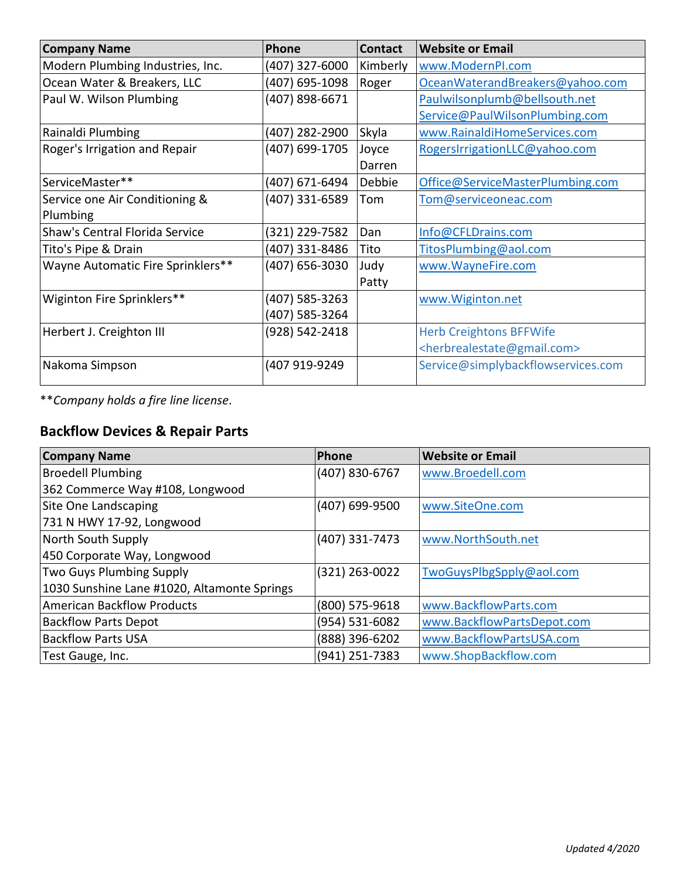| Company Name | Phone | Contact | Website or Email |
| --- | --- | --- | --- |
| Modern Plumbing Industries, Inc. | (407) 327-6000 | Kimberly | www.ModernPI.com |
| Ocean Water & Breakers, LLC | (407) 695-1098 | Roger | OceanWaterandBreakers@yahoo.com |
| Paul W. Wilson Plumbing | (407) 898-6671 | | Paulwilsonplumb@bellsouth.net Service@PaulWilsonPlumbing.com |
| Rainaldi Plumbing | (407) 282-2900 | Skyla | www.RainaldiHomeServices.com |
| Roger's Irrigation and Repair | (407) 699-1705 | Joyce Darren | RogersIrrigationLLC@yahoo.com |
| ServiceMaster** | (407) 671-6494 | Debbie | Office@ServiceMasterPlumbing.com |
| Service one Air Conditioning & Plumbing | (407) 331-6589 | Tom | Tom@serviceoneac.com |
| Shaw's Central Florida Service | (321) 229-7582 | Dan | Info@CFLDrains.com |
| Tito's Pipe & Drain | (407) 331-8486 | Tito | TitosPlumbing@aol.com |
| Wayne Automatic Fire Sprinklers** | (407) 656-3030 | Judy Patty | www.WayneFire.com |
| Wiginton Fire Sprinklers** | (407) 585-3263 (407) 585-3264 | | www.Wiginton.net |
| Herbert J. Creighton III | (928) 542-2418 | | Herb Creightons BFFWife <herbrealestate@gmail.com> |
| Nakoma Simpson | (407 919-9249 | | Service@simplybackflowservices.com |

***Company holds a fire line license*.

## Backflow Devices & Repair Parts

| Company Name | Phone | Website or Email |
| --- | --- | --- |
| Broedell Plumbing 362 Commerce Way #108, Longwood | (407) 830-6767 | www.Broedell.com |
| Site One Landscaping 731 N HWY 17-92, Longwood | (407) 699-9500 | www.SiteOne.com |
| North South Supply 450 Corporate Way, Longwood | (407) 331-7473 | www.NorthSouth.net |
| Two Guys Plumbing Supply 1030 Sunshine Lane #1020, Altamonte Springs | (321) 263-0022 | TwoGuysPlbgSpply@aol.com |
| American Backflow Products | (800) 575-9618 | www.BackflowParts.com |
| Backflow Parts Depot | (954) 531-6082 | www.BackflowPartsDepot.com |
| Backflow Parts USA | (888) 396-6202 | www.BackflowPartsUSA.com |
| Test Gauge, Inc. | (941) 251-7383 | www.ShopBackflow.com |

*Updated 4/2020*